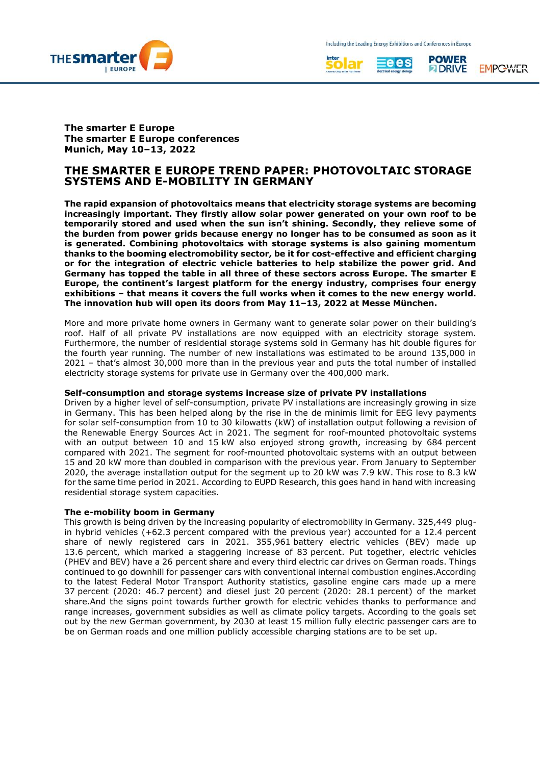**The smarter E Europe**
**The smarter E Europe conferences**
**Munich, May 10–13, 2022**

# THE SMARTER E EUROPE TREND PAPER: PHOTOVOLTAIC STORAGE SYSTEMS AND E-MOBILITY IN GERMANY

**The rapid expansion of photovoltaics means that electricity storage systems are becoming increasingly important. They firstly allow solar power generated on your own roof to be temporarily stored and used when the sun isn't shining. Secondly, they relieve some of the burden from power grids because energy no longer has to be consumed as soon as it is generated. Combining photovoltaics with storage systems is also gaining momentum thanks to the booming electromobility sector, be it for cost-effective and efficient charging or for the integration of electric vehicle batteries to help stabilize the power grid. And Germany has topped the table in all three of these sectors across Europe. The smarter E Europe, the continent's largest platform for the energy industry, comprises four energy exhibitions – that means it covers the full works when it comes to the new energy world. The innovation hub will open its doors from May 11–13, 2022 at Messe München.**

More and more private home owners in Germany want to generate solar power on their building's roof. Half of all private PV installations are now equipped with an electricity storage system. Furthermore, the number of residential storage systems sold in Germany has hit double figures for the fourth year running. The number of new installations was estimated to be around 135,000 in 2021 – that's almost 30,000 more than in the previous year and puts the total number of installed electricity storage systems for private use in Germany over the 400,000 mark.

### Self-consumption and storage systems increase size of private PV installations

Driven by a higher level of self-consumption, private PV installations are increasingly growing in size in Germany. This has been helped along by the rise in the de minimis limit for EEG levy payments for solar self-consumption from 10 to 30 kilowatts (kW) of installation output following a revision of the Renewable Energy Sources Act in 2021. The segment for roof-mounted photovoltaic systems with an output between 10 and 15 kW also enjoyed strong growth, increasing by 684 percent compared with 2021. The segment for roof-mounted photovoltaic systems with an output between 15 and 20 kW more than doubled in comparison with the previous year. From January to September 2020, the average installation output for the segment up to 20 kW was 7.9 kW. This rose to 8.3 kW for the same time period in 2021. According to EUPD Research, this goes hand in hand with increasing residential storage system capacities.

### The e-mobility boom in Germany

This growth is being driven by the increasing popularity of electromobility in Germany. 325,449 plug-in hybrid vehicles (+62.3 percent compared with the previous year) accounted for a 12.4 percent share of newly registered cars in 2021. 355,961 battery electric vehicles (BEV) made up 13.6 percent, which marked a staggering increase of 83 percent. Put together, electric vehicles (PHEV and BEV) have a 26 percent share and every third electric car drives on German roads. Things continued to go downhill for passenger cars with conventional internal combustion engines.According to the latest Federal Motor Transport Authority statistics, gasoline engine cars made up a mere 37 percent (2020: 46.7 percent) and diesel just 20 percent (2020: 28.1 percent) of the market share.And the signs point towards further growth for electric vehicles thanks to performance and range increases, government subsidies as well as climate policy targets. According to the goals set out by the new German government, by 2030 at least 15 million fully electric passenger cars are to be on German roads and one million publicly accessible charging stations are to be set up.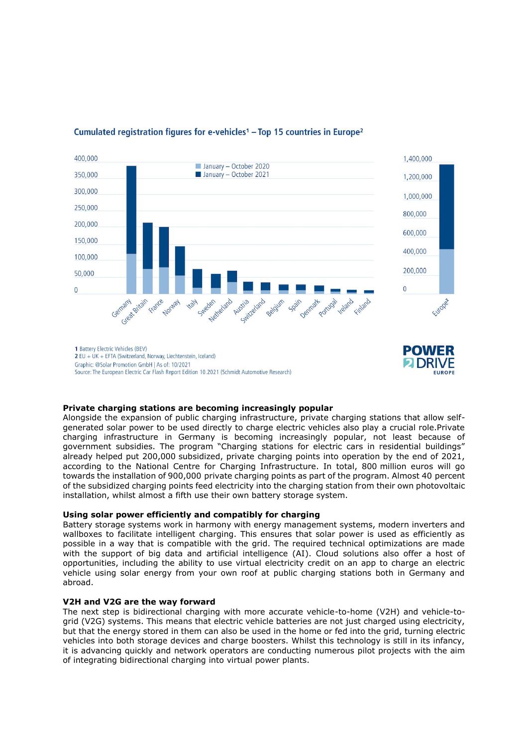**Cumulated registration figures for e-vehicles[1] – Top 15 countries in Europe[2]**

1 Battery Electric Vehicles (BEV)
2 EU + UK + EFTA (Switzerland, Norway, Liechtenstein, Iceland)
Graphic: @Solar Promotion GmbH | As of: 10/2021
Source: The European Electric Car Flash Report Edition 10.2021 (Schmidt Automotive Research)

**Private charging stations are becoming increasingly popular**

Alongside the expansion of public charging infrastructure, private charging stations that allow self-generated solar power to be used directly to charge electric vehicles also play a crucial role.Private charging infrastructure in Germany is becoming increasingly popular, not least because of government subsidies. The program "Charging stations for electric cars in residential buildings" already helped put 200,000 subsidized, private charging points into operation by the end of 2021, according to the National Centre for Charging Infrastructure. In total, 800 million euros will go towards the installation of 900,000 private charging points as part of the program. Almost 40 percent of the subsidized charging points feed electricity into the charging station from their own photovoltaic installation, whilst almost a fifth use their own battery storage system.

**Using solar power efficiently and compatibly for charging**

Battery storage systems work in harmony with energy management systems, modern inverters and wallboxes to facilitate intelligent charging. This ensures that solar power is used as efficiently as possible in a way that is compatible with the grid. The required technical optimizations are made with the support of big data and artificial intelligence (AI). Cloud solutions also offer a host of opportunities, including the ability to use virtual electricity credit on an app to charge an electric vehicle using solar energy from your own roof at public charging stations both in Germany and abroad.

**V2H and V2G are the way forward**

The next step is bidirectional charging with more accurate vehicle-to-home (V2H) and vehicle-to-grid (V2G) systems. This means that electric vehicle batteries are not just charged using electricity, but that the energy stored in them can also be used in the home or fed into the grid, turning electric vehicles into both storage devices and charge boosters. Whilst this technology is still in its infancy, it is advancing quickly and network operators are conducting numerous pilot projects with the aim of integrating bidirectional charging into virtual power plants.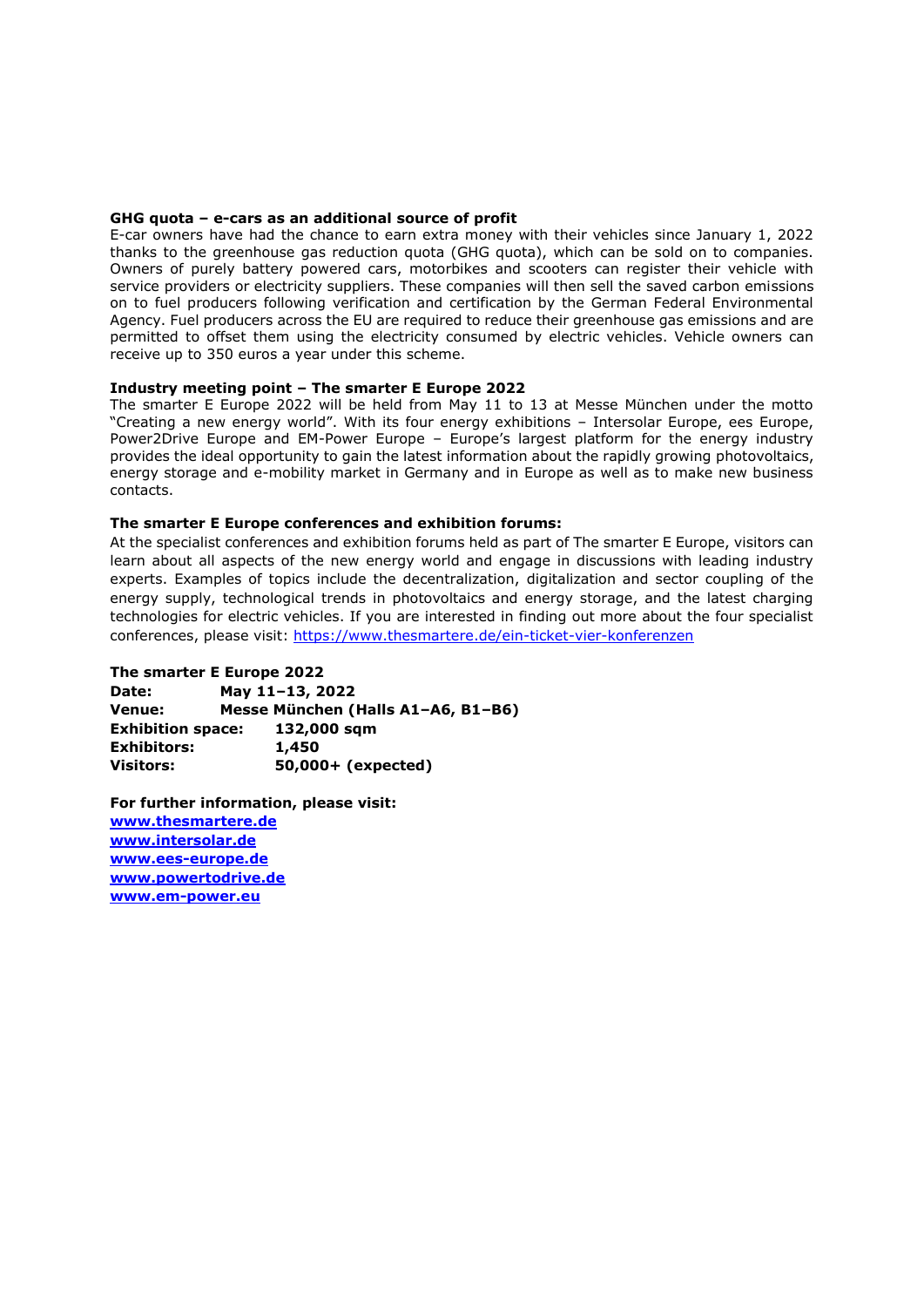**GHG quota – e-cars as an additional source of profit**
E-car owners have had the chance to earn extra money with their vehicles since January 1, 2022 thanks to the greenhouse gas reduction quota (GHG quota), which can be sold on to companies. Owners of purely battery powered cars, motorbikes and scooters can register their vehicle with service providers or electricity suppliers. These companies will then sell the saved carbon emissions on to fuel producers following verification and certification by the German Federal Environmental Agency. Fuel producers across the EU are required to reduce their greenhouse gas emissions and are permitted to offset them using the electricity consumed by electric vehicles. Vehicle owners can receive up to 350 euros a year under this scheme.

**Industry meeting point – The smarter E Europe 2022**
The smarter E Europe 2022 will be held from May 11 to 13 at Messe München under the motto "Creating a new energy world". With its four energy exhibitions – Intersolar Europe, ees Europe, Power2Drive Europe and EM-Power Europe – Europe's largest platform for the energy industry provides the ideal opportunity to gain the latest information about the rapidly growing photovoltaics, energy storage and e-mobility market in Germany and in Europe as well as to make new business contacts.

**The smarter E Europe conferences and exhibition forums:**
At the specialist conferences and exhibition forums held as part of The smarter E Europe, visitors can learn about all aspects of the new energy world and engage in discussions with leading industry experts. Examples of topics include the decentralization, digitalization and sector coupling of the energy supply, technological trends in photovoltaics and energy storage, and the latest charging technologies for electric vehicles. If you are interested in finding out more about the four specialist conferences, please visit: https://www.thesmartere.de/ein-ticket-vier-konferenzen

**The smarter E Europe 2022**
**Date:** May 11–13, 2022
**Venue:** Messe München (Halls A1–A6, B1–B6)
**Exhibition space:** 132,000 sqm
**Exhibitors:** 1,450
**Visitors:** 50,000+ (expected)

**For further information, please visit:**
**www.thesmartere.de**
**www.intersolar.de**
**www.ees-europe.de**
**www.powertodrive.de**
**www.em-power.eu**